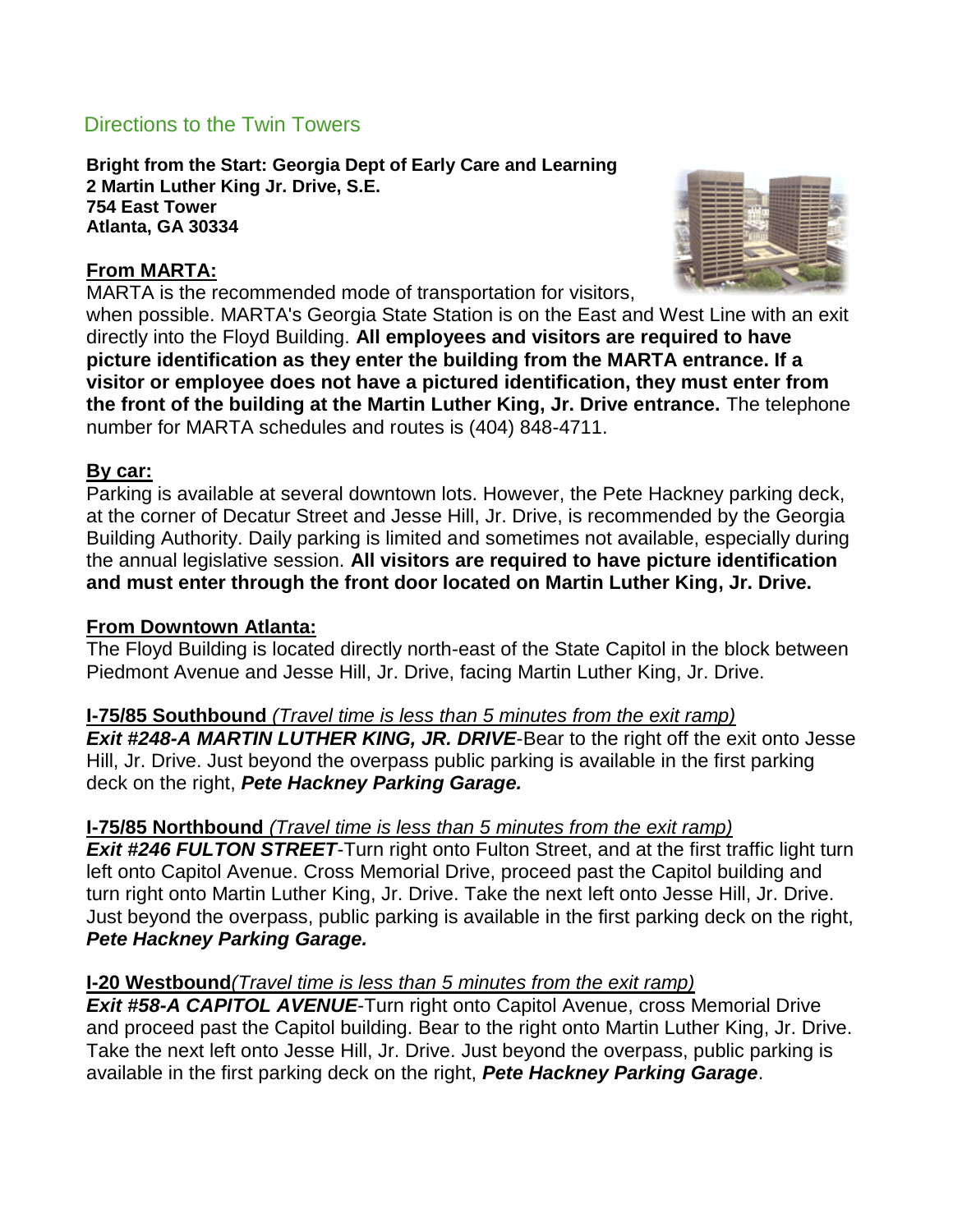# Directions to the Twin Towers

**Bright from the Start: Georgia Dept of Early Care and Learning**
**2 Martin Luther King Jr. Drive, S.E.**
**754 East Tower**
**Atlanta, GA 30334**

## From MARTA:

MARTA is the recommended mode of transportation for visitors, when possible. MARTA's Georgia State Station is on the East and West Line with an exit directly into the Floyd Building. **All employees and visitors are required to have picture identification as they enter the building from the MARTA entrance. If a visitor or employee does not have a pictured identification, they must enter from the front of the building at the Martin Luther King, Jr. Drive entrance.** The telephone number for MARTA schedules and routes is (404) 848-4711.

## By car:

Parking is available at several downtown lots. However, the Pete Hackney parking deck, at the corner of Decatur Street and Jesse Hill, Jr. Drive, is recommended by the Georgia Building Authority. Daily parking is limited and sometimes not available, especially during the annual legislative session. **All visitors are required to have picture identification and must enter through the front door located on Martin Luther King, Jr. Drive.**

## From Downtown Atlanta:

The Floyd Building is located directly north-east of the State Capitol in the block between Piedmont Avenue and Jesse Hill, Jr. Drive, facing Martin Luther King, Jr. Drive.

**I-75/85 Southbound** *(Travel time is less than 5 minutes from the exit ramp)*
***Exit #248-A MARTIN LUTHER KING, JR. DRIVE***-Bear to the right off the exit onto Jesse Hill, Jr. Drive. Just beyond the overpass public parking is available in the first parking deck on the right, ***Pete Hackney Parking Garage.***

**I-75/85 Northbound** *(Travel time is less than 5 minutes from the exit ramp)*
***Exit #246 FULTON STREET***-Turn right onto Fulton Street, and at the first traffic light turn left onto Capitol Avenue. Cross Memorial Drive, proceed past the Capitol building and turn right onto Martin Luther King, Jr. Drive. Take the next left onto Jesse Hill, Jr. Drive. Just beyond the overpass, public parking is available in the first parking deck on the right, ***Pete Hackney Parking Garage.***

**I-20 Westbound***(Travel time is less than 5 minutes from the exit ramp)*
***Exit #58-A CAPITOL AVENUE***-Turn right onto Capitol Avenue, cross Memorial Drive and proceed past the Capitol building. Bear to the right onto Martin Luther King, Jr. Drive. Take the next left onto Jesse Hill, Jr. Drive. Just beyond the overpass, public parking is available in the first parking deck on the right, ***Pete Hackney Parking Garage***.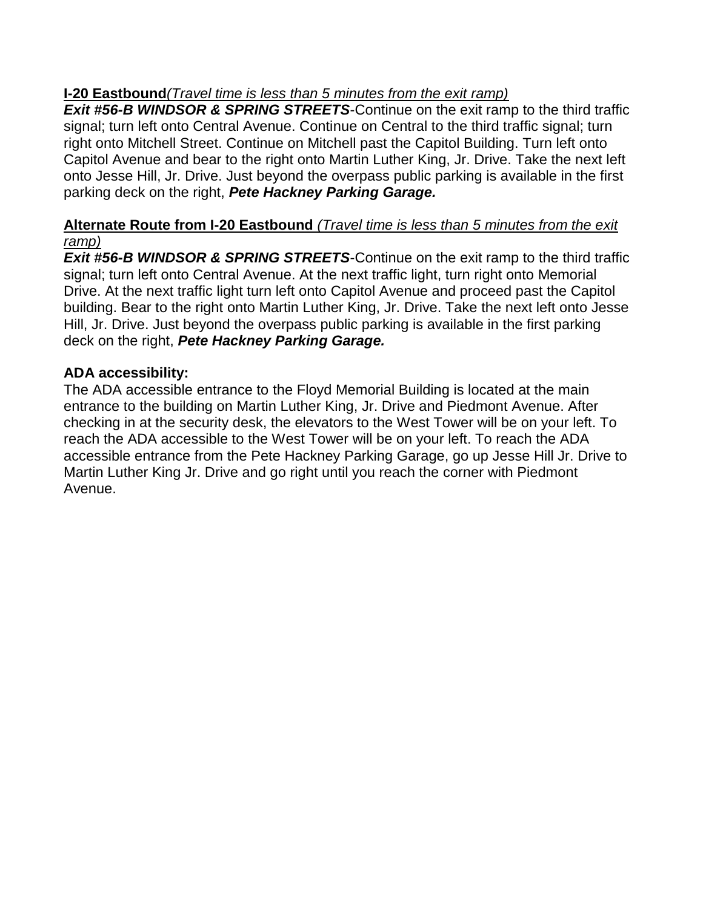**I-20 Eastbound***(Travel time is less than 5 minutes from the exit ramp)*

***Exit #56-B WINDSOR & SPRING STREETS***-Continue on the exit ramp to the third traffic signal; turn left onto Central Avenue. Continue on Central to the third traffic signal; turn right onto Mitchell Street. Continue on Mitchell past the Capitol Building. Turn left onto Capitol Avenue and bear to the right onto Martin Luther King, Jr. Drive. Take the next left onto Jesse Hill, Jr. Drive. Just beyond the overpass public parking is available in the first parking deck on the right, ***Pete Hackney Parking Garage.***

**Alternate Route from I-20 Eastbound** *(Travel time is less than 5 minutes from the exit ramp)*

***Exit #56-B WINDSOR & SPRING STREETS***-Continue on the exit ramp to the third traffic signal; turn left onto Central Avenue. At the next traffic light, turn right onto Memorial Drive. At the next traffic light turn left onto Capitol Avenue and proceed past the Capitol building. Bear to the right onto Martin Luther King, Jr. Drive. Take the next left onto Jesse Hill, Jr. Drive. Just beyond the overpass public parking is available in the first parking deck on the right, ***Pete Hackney Parking Garage.***

**ADA accessibility:**

The ADA accessible entrance to the Floyd Memorial Building is located at the main entrance to the building on Martin Luther King, Jr. Drive and Piedmont Avenue. After checking in at the security desk, the elevators to the West Tower will be on your left. To reach the ADA accessible to the West Tower will be on your left. To reach the ADA accessible entrance from the Pete Hackney Parking Garage, go up Jesse Hill Jr. Drive to Martin Luther King Jr. Drive and go right until you reach the corner with Piedmont Avenue.